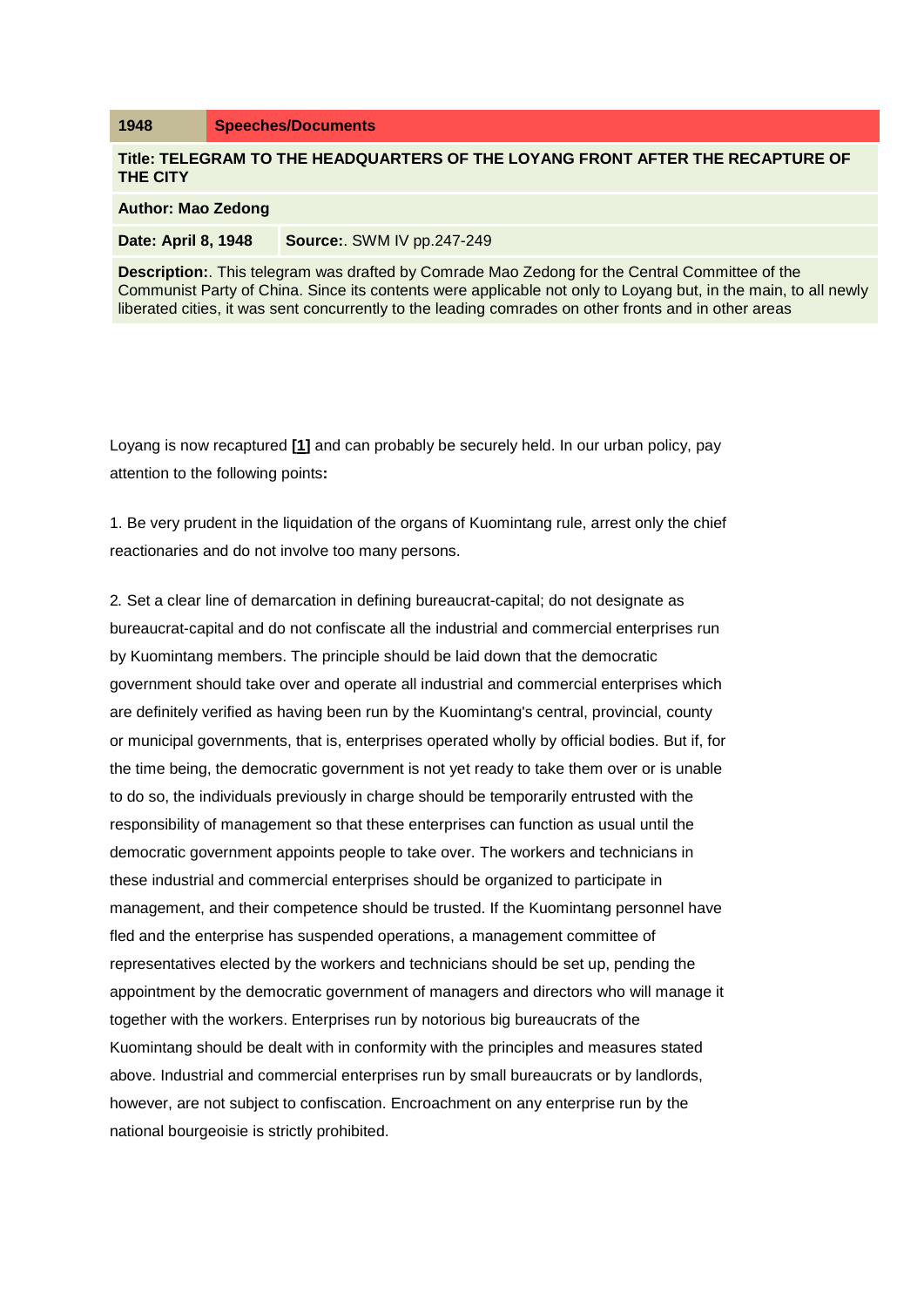| 1948 | Speeches/Documents |
| --- | --- |

**Title: TELEGRAM TO THE HEADQUARTERS OF THE LOYANG FRONT AFTER THE RECAPTURE OF THE CITY**

**Author: Mao Zedong**

| **Date: April 8, 1948** | **Source:**. SWM IV pp.247-249 |
| --- | --- |

**Description:**. This telegram was drafted by Comrade Mao Zedong for the Central Committee of the Communist Party of China. Since its contents were applicable not only to Loyang but, in the main, to all newly liberated cities, it was sent concurrently to the leading comrades on other fronts and in other areas

Loyang is now recaptured **[1]** and can probably be securely held. In our urban policy, pay attention to the following points**:**

1. Be very prudent in the liquidation of the organs of Kuomintang rule, arrest only the chief reactionaries and do not involve too many persons.

2. Set a clear line of demarcation in defining bureaucrat-capital; do not designate as bureaucrat-capital and do not confiscate all the industrial and commercial enterprises run by Kuomintang members. The principle should be laid down that the democratic government should take over and operate all industrial and commercial enterprises which are definitely verified as having been run by the Kuomintang's central, provincial, county or municipal governments, that is, enterprises operated wholly by official bodies. But if, for the time being, the democratic government is not yet ready to take them over or is unable to do so, the individuals previously in charge should be temporarily entrusted with the responsibility of management so that these enterprises can function as usual until the democratic government appoints people to take over. The workers and technicians in these industrial and commercial enterprises should be organized to participate in management, and their competence should be trusted. If the Kuomintang personnel have fled and the enterprise has suspended operations, a management committee of representatives elected by the workers and technicians should be set up, pending the appointment by the democratic government of managers and directors who will manage it together with the workers. Enterprises run by notorious big bureaucrats of the Kuomintang should be dealt with in conformity with the principles and measures stated above. Industrial and commercial enterprises run by small bureaucrats or by landlords, however, are not subject to confiscation. Encroachment on any enterprise run by the national bourgeoisie is strictly prohibited.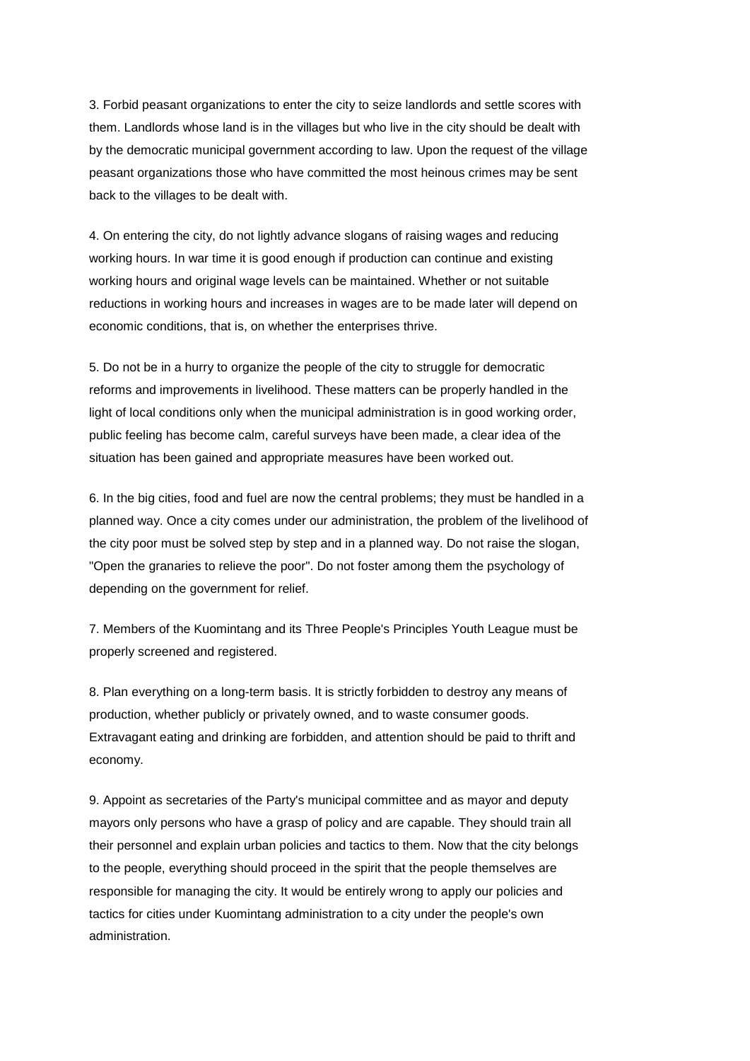3. Forbid peasant organizations to enter the city to seize landlords and settle scores with them. Landlords whose land is in the villages but who live in the city should be dealt with by the democratic municipal government according to law. Upon the request of the village peasant organizations those who have committed the most heinous crimes may be sent back to the villages to be dealt with.

4. On entering the city, do not lightly advance slogans of raising wages and reducing working hours. In war time it is good enough if production can continue and existing working hours and original wage levels can be maintained. Whether or not suitable reductions in working hours and increases in wages are to be made later will depend on economic conditions, that is, on whether the enterprises thrive.

5. Do not be in a hurry to organize the people of the city to struggle for democratic reforms and improvements in livelihood. These matters can be properly handled in the light of local conditions only when the municipal administration is in good working order, public feeling has become calm, careful surveys have been made, a clear idea of the situation has been gained and appropriate measures have been worked out.

6. In the big cities, food and fuel are now the central problems; they must be handled in a planned way. Once a city comes under our administration, the problem of the livelihood of the city poor must be solved step by step and in a planned way. Do not raise the slogan, "Open the granaries to relieve the poor". Do not foster among them the psychology of depending on the government for relief.

7. Members of the Kuomintang and its Three People's Principles Youth League must be properly screened and registered.

8. Plan everything on a long-term basis. It is strictly forbidden to destroy any means of production, whether publicly or privately owned, and to waste consumer goods. Extravagant eating and drinking are forbidden, and attention should be paid to thrift and economy.

9. Appoint as secretaries of the Party's municipal committee and as mayor and deputy mayors only persons who have a grasp of policy and are capable. They should train all their personnel and explain urban policies and tactics to them. Now that the city belongs to the people, everything should proceed in the spirit that the people themselves are responsible for managing the city. It would be entirely wrong to apply our policies and tactics for cities under Kuomintang administration to a city under the people's own administration.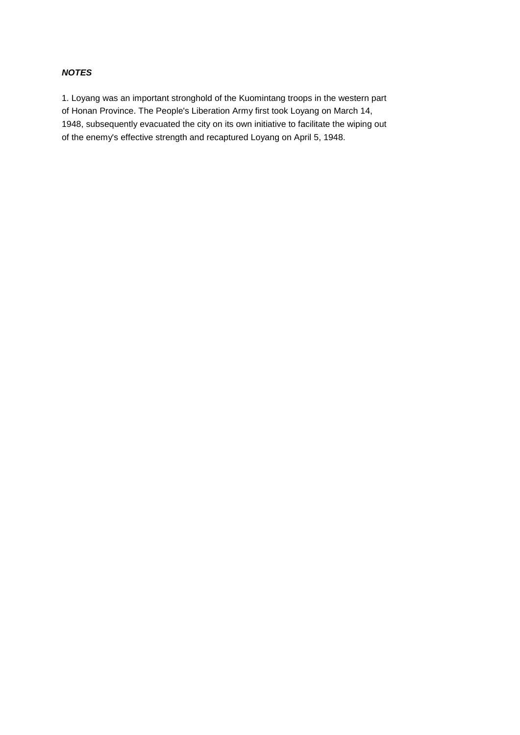***NOTES***

1. Loyang was an important stronghold of the Kuomintang troops in the western part of Honan Province. The People's Liberation Army first took Loyang on March 14, 1948, subsequently evacuated the city on its own initiative to facilitate the wiping out of the enemy's effective strength and recaptured Loyang on April 5, 1948.